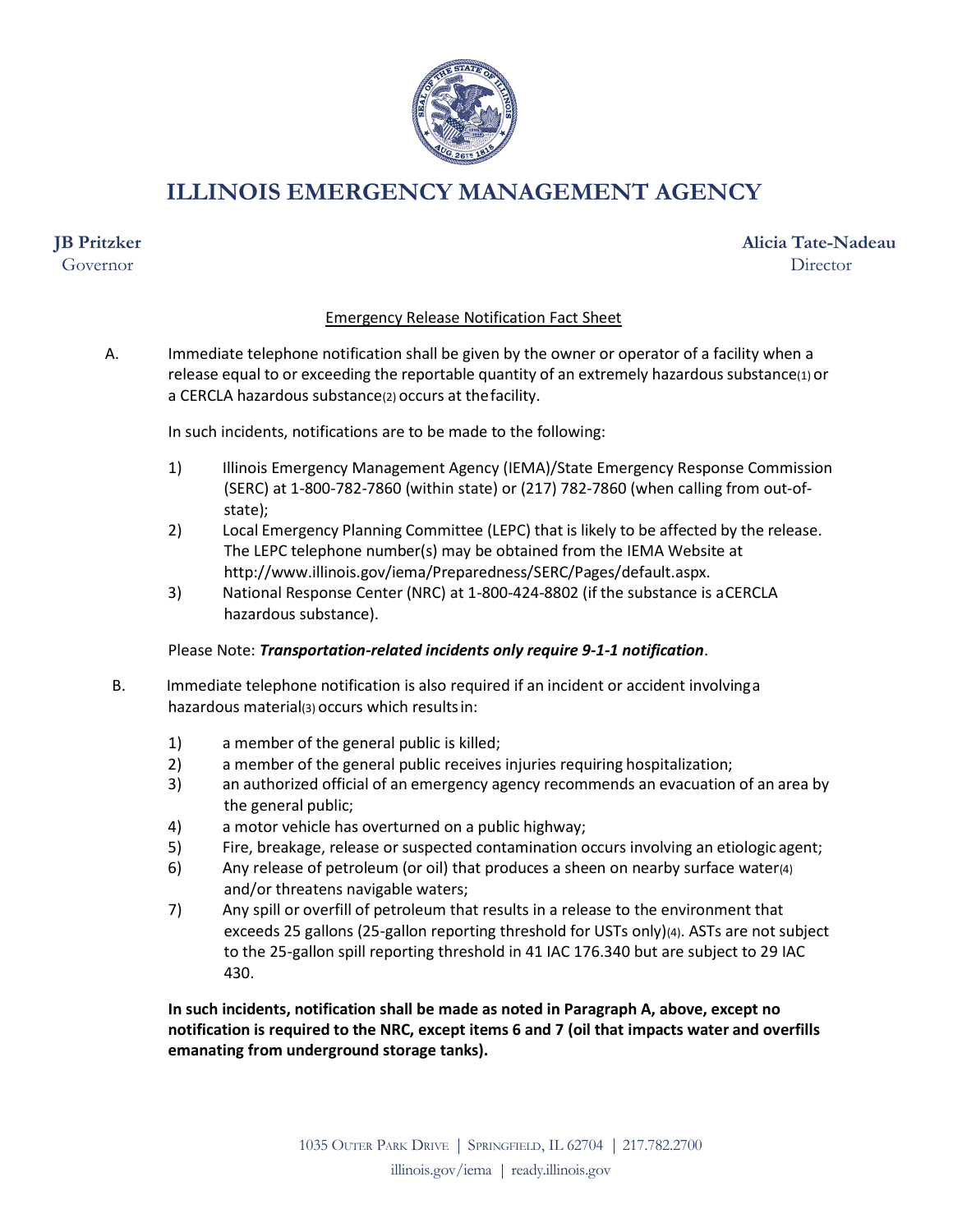# ILLINOIS EMERGENCY MANAGEMENT AGENCY

**JB Pritzker**
Governor

**Alicia Tate-Nadeau**
Director

## Emergency Release Notification Fact Sheet

A. Immediate telephone notification shall be given by the owner or operator of a facility when a release equal to or exceeding the reportable quantity of an extremely hazardous substance(1) or a CERCLA hazardous substance(2) occurs at the facility.

In such incidents, notifications are to be made to the following:

1) Illinois Emergency Management Agency (IEMA)/State Emergency Response Commission (SERC) at 1-800-782-7860 (within state) or (217) 782-7860 (when calling from out-of-state);
2) Local Emergency Planning Committee (LEPC) that is likely to be affected by the release. The LEPC telephone number(s) may be obtained from the IEMA Website at http://www.illinois.gov/iema/Preparedness/SERC/Pages/default.aspx.
3) National Response Center (NRC) at 1-800-424-8802 (if the substance is a CERCLA hazardous substance).

Please Note: ***Transportation-related incidents only require 9-1-1 notification***.

B. Immediate telephone notification is also required if an incident or accident involving a hazardous material(3) occurs which results in:

1) a member of the general public is killed;
2) a member of the general public receives injuries requiring hospitalization;
3) an authorized official of an emergency agency recommends an evacuation of an area by the general public;
4) a motor vehicle has overturned on a public highway;
5) Fire, breakage, release or suspected contamination occurs involving an etiologic agent;
6) Any release of petroleum (or oil) that produces a sheen on nearby surface water(4) and/or threatens navigable waters;
7) Any spill or overfill of petroleum that results in a release to the environment that exceeds 25 gallons (25-gallon reporting threshold for USTs only)(4). ASTs are not subject to the 25-gallon spill reporting threshold in 41 IAC 176.340 but are subject to 29 IAC 430.

**In such incidents, notification shall be made as noted in Paragraph A, above, except no notification is required to the NRC, except items 6 and 7 (oil that impacts water and overfills emanating from underground storage tanks).**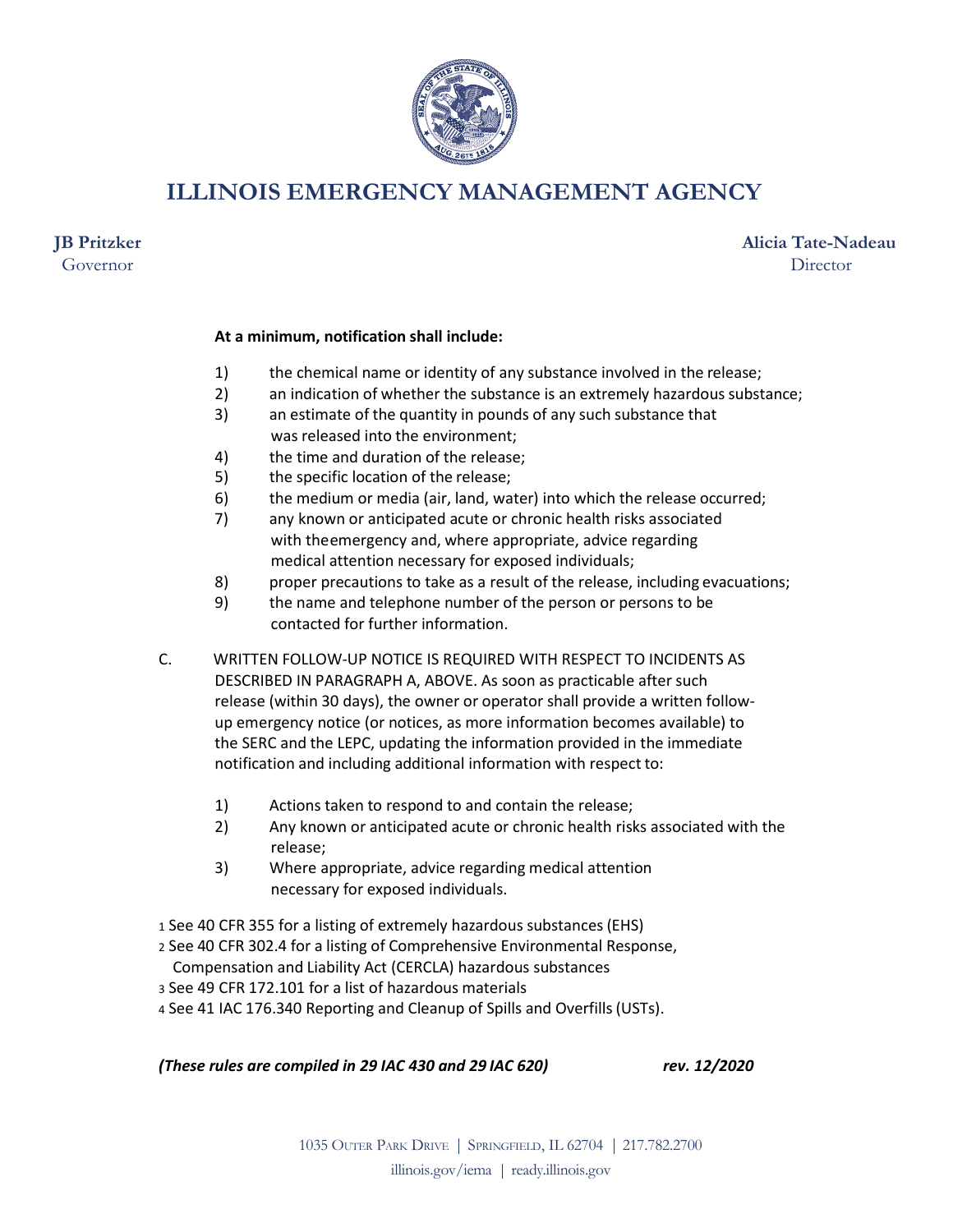# ILLINOIS EMERGENCY MANAGEMENT AGENCY

**JB Pritzker**
Governor

**Alicia Tate-Nadeau**
Director

**At a minimum, notification shall include:**

1) the chemical name or identity of any substance involved in the release;
2) an indication of whether the substance is an extremely hazardous substance;
3) an estimate of the quantity in pounds of any such substance that was released into the environment;
4) the time and duration of the release;
5) the specific location of the release;
6) the medium or media (air, land, water) into which the release occurred;
7) any known or anticipated acute or chronic health risks associated with theemergency and, where appropriate, advice regarding medical attention necessary for exposed individuals;
8) proper precautions to take as a result of the release, including evacuations;
9) the name and telephone number of the person or persons to be contacted for further information.

C. WRITTEN FOLLOW-UP NOTICE IS REQUIRED WITH RESPECT TO INCIDENTS AS DESCRIBED IN PARAGRAPH A, ABOVE. As soon as practicable after such release (within 30 days), the owner or operator shall provide a written follow-up emergency notice (or notices, as more information becomes available) to the SERC and the LEPC, updating the information provided in the immediate notification and including additional information with respect to:

1) Actions taken to respond to and contain the release;
2) Any known or anticipated acute or chronic health risks associated with the release;
3) Where appropriate, advice regarding medical attention necessary for exposed individuals.

1 See 40 CFR 355 for a listing of extremely hazardous substances (EHS)
2 See 40 CFR 302.4 for a listing of Comprehensive Environmental Response, Compensation and Liability Act (CERCLA) hazardous substances
3 See 49 CFR 172.101 for a list of hazardous materials
4 See 41 IAC 176.340 Reporting and Cleanup of Spills and Overfills (USTs).

***(These rules are compiled in 29 IAC 430 and 29 IAC 620)*** ***rev. 12/2020***

1035 Outer Park Drive | Springfield, IL 62704 | 217.782.2700
illinois.gov/iema | ready.illinois.gov